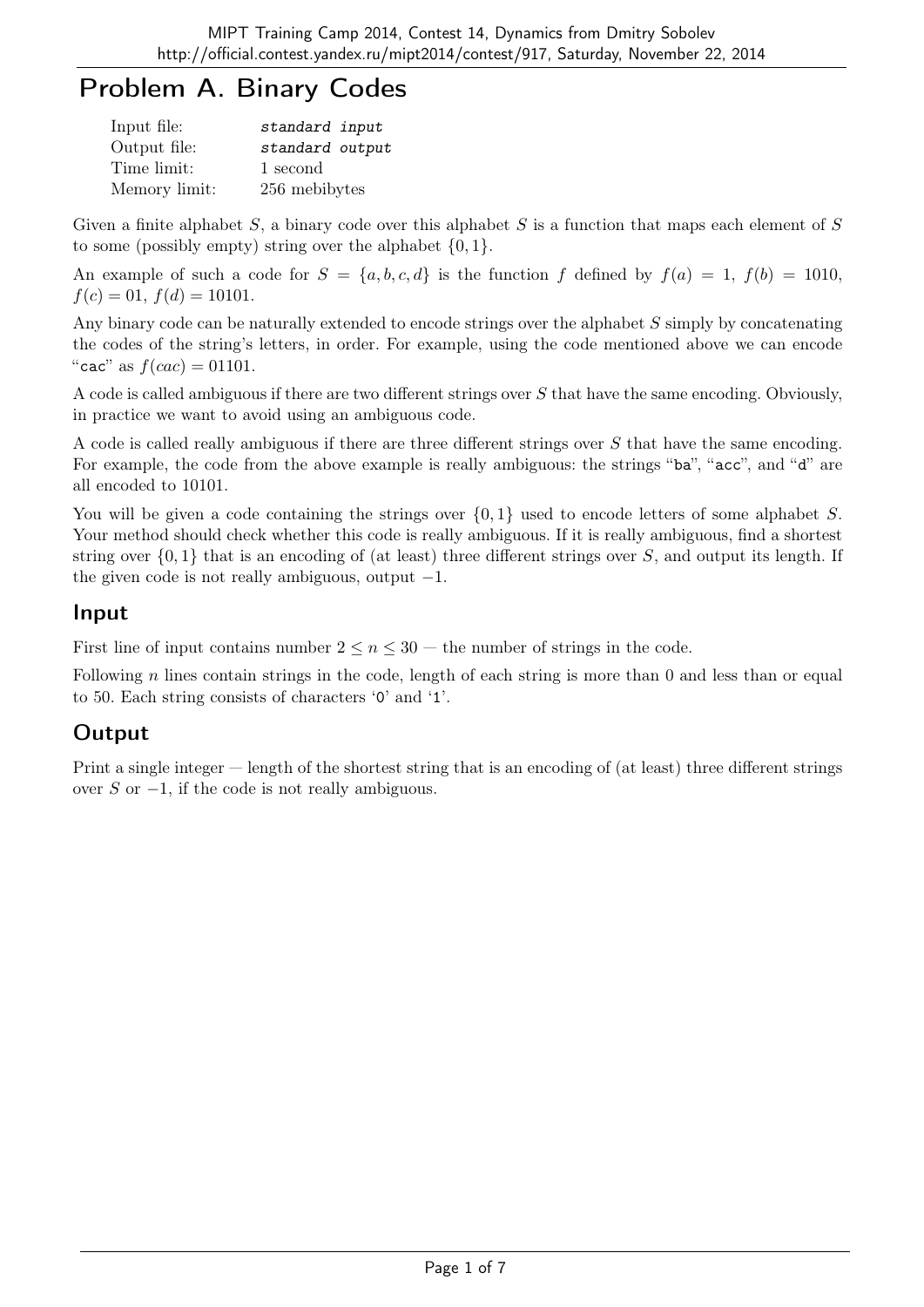# Problem A. Binary Codes

| | |
|---|---|
| Input file: | *standard input* |
| Output file: | *standard output* |
| Time limit: | 1 second |
| Memory limit: | 256 mebibytes |

Given a finite alphabet $S$, a binary code over this alphabet $S$ is a function that maps each element of $S$ to some (possibly empty) string over the alphabet $\{0, 1\}$.

An example of such a code for $S = \{a, b, c, d\}$ is the function $f$ defined by $f(a) = 1$, $f(b) = 1010$, $f(c) = 01$, $f(d) = 10101$.

Any binary code can be naturally extended to encode strings over the alphabet $S$ simply by concatenating the codes of the string's letters, in order. For example, using the code mentioned above we can encode "cac" as $f(cac) = 01101$.

A code is called ambiguous if there are two different strings over $S$ that have the same encoding. Obviously, in practice we want to avoid using an ambiguous code.

A code is called really ambiguous if there are three different strings over $S$ that have the same encoding. For example, the code from the above example is really ambiguous: the strings "ba", "acc", and "d" are all encoded to 10101.

You will be given a code containing the strings over $\{0, 1\}$ used to encode letters of some alphabet $S$. Your method should check whether this code is really ambiguous. If it is really ambiguous, find a shortest string over $\{0, 1\}$ that is an encoding of (at least) three different strings over $S$, and output its length. If the given code is not really ambiguous, output $-1$.

## Input

First line of input contains number $2 \leq n \leq 30$ — the number of strings in the code.

Following $n$ lines contain strings in the code, length of each string is more than 0 and less than or equal to 50. Each string consists of characters '0' and '1'.

## Output

Print a single integer — length of the shortest string that is an encoding of (at least) three different strings over $S$ or $-1$, if the code is not really ambiguous.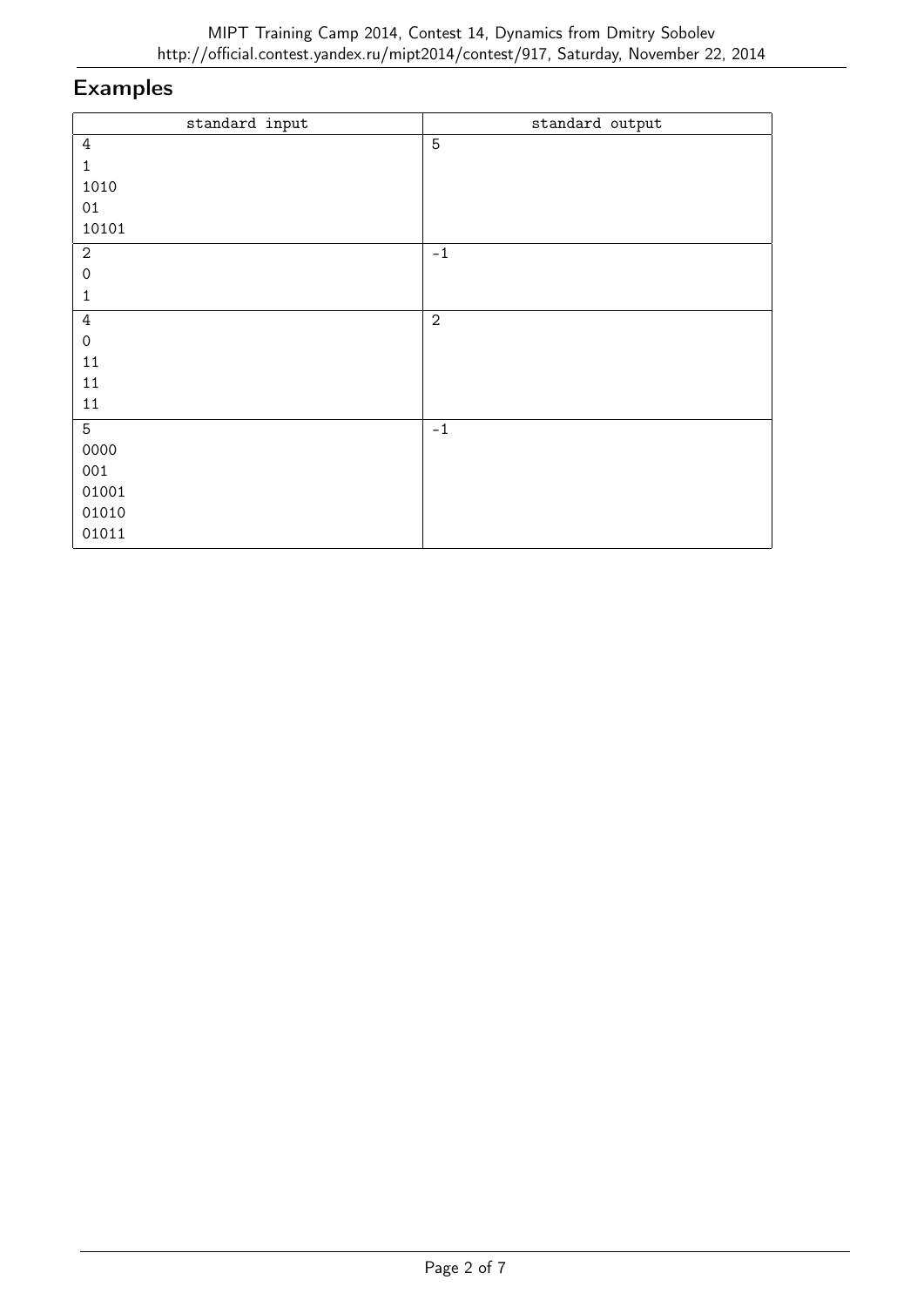## Examples

| standard input | standard output |
| --- | --- |
| 4<br>1<br>1010<br>01<br>10101 | 5 |
| 2<br>0<br>1 | -1 |
| 4<br>0<br>11<br>11<br>11 | 2 |
| 5<br>0000<br>001<br>01001<br>01010<br>01011 | -1 |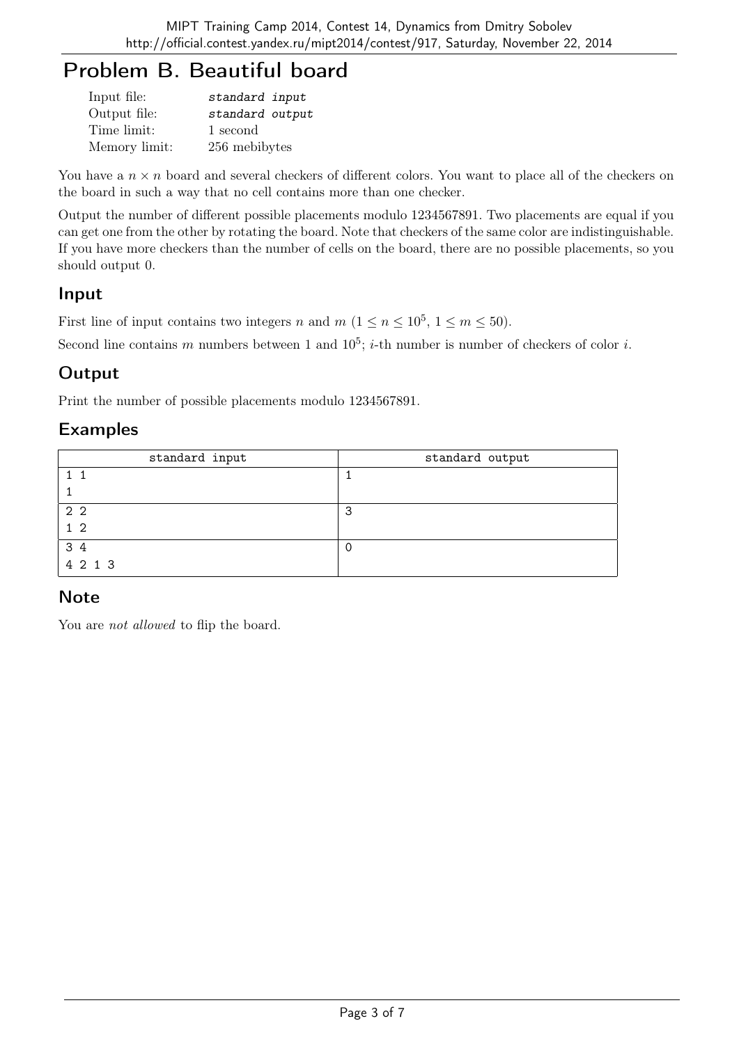# Problem B. Beautiful board

| | |
|---|---|
| Input file: | *standard input* |
| Output file: | *standard output* |
| Time limit: | 1 second |
| Memory limit: | 256 mebibytes |

You have a $n \times n$ board and several checkers of different colors. You want to place all of the checkers on the board in such a way that no cell contains more than one checker.

Output the number of different possible placements modulo 1234567891. Two placements are equal if you can get one from the other by rotating the board. Note that checkers of the same color are indistinguishable. If you have more checkers than the number of cells on the board, there are no possible placements, so you should output 0.

## Input

First line of input contains two integers $n$ and $m$ ($1 \leq n \leq 10^5$, $1 \leq m \leq 50$).

Second line contains $m$ numbers between 1 and $10^5$; $i$-th number is number of checkers of color $i$.

## Output

Print the number of possible placements modulo 1234567891.

## Examples

| standard input | standard output |
|---|---|
| 1 1<br>1 | 1 |
| 2 2<br>1 2 | 3 |
| 3 4<br>4 2 1 3 | 0 |

## Note

You are *not allowed* to flip the board.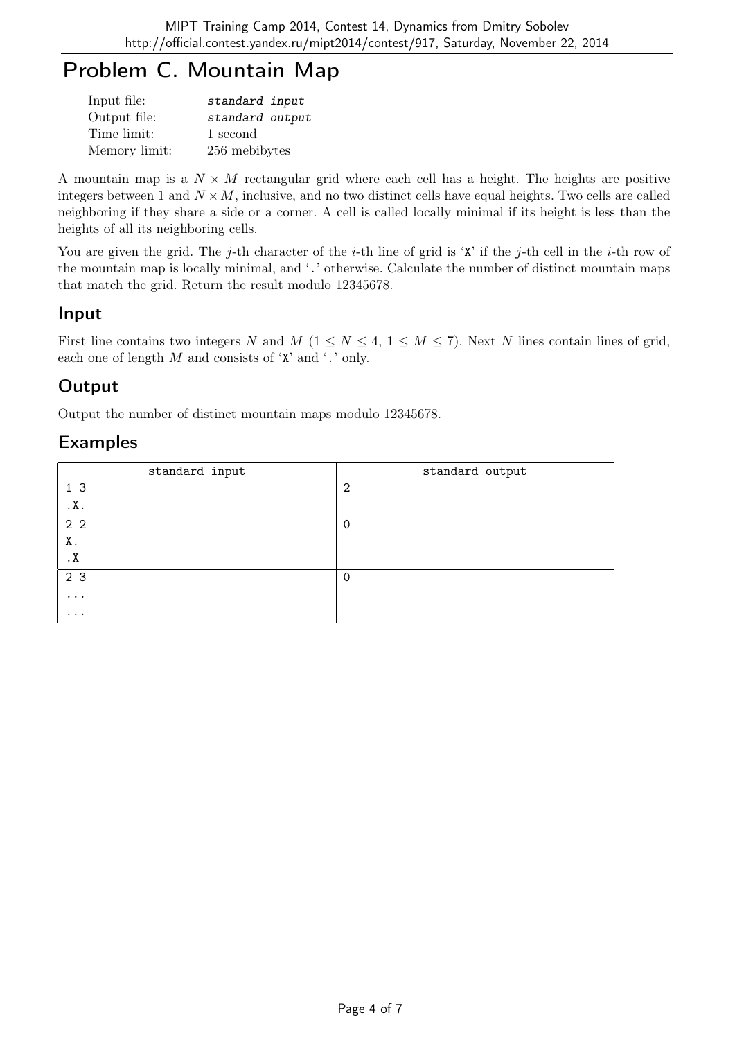# Problem C. Mountain Map

| | |
|---|---|
| Input file: | *standard input* |
| Output file: | *standard output* |
| Time limit: | 1 second |
| Memory limit: | 256 mebibytes |

A mountain map is a $N \times M$ rectangular grid where each cell has a height. The heights are positive integers between 1 and $N \times M$, inclusive, and no two distinct cells have equal heights. Two cells are called neighboring if they share a side or a corner. A cell is called locally minimal if its height is less than the heights of all its neighboring cells.

You are given the grid. The $j$-th character of the $i$-th line of grid is 'X' if the $j$-th cell in the $i$-th row of the mountain map is locally minimal, and '.' otherwise. Calculate the number of distinct mountain maps that match the grid. Return the result modulo 12345678.

## Input

First line contains two integers $N$ and $M$ ($1 \leq N \leq 4$, $1 \leq M \leq 7$). Next $N$ lines contain lines of grid, each one of length $M$ and consists of 'X' and '.' only.

## Output

Output the number of distinct mountain maps modulo 12345678.

## Examples

| standard input | standard output |
|---|---|
| 1 3<br>.X. | 2 |
| 2 2<br>X.<br>.X | 0 |
| 2 3<br>...<br>... | 0 |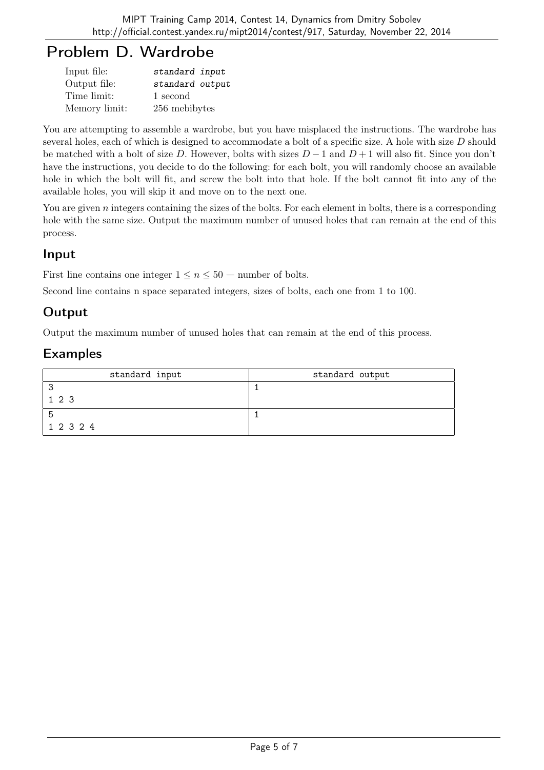# Problem D. Wardrobe

| | |
|---|---|
| Input file: | *standard input* |
| Output file: | *standard output* |
| Time limit: | 1 second |
| Memory limit: | 256 mebibytes |

You are attempting to assemble a wardrobe, but you have misplaced the instructions. The wardrobe has several holes, each of which is designed to accommodate a bolt of a specific size. A hole with size $D$ should be matched with a bolt of size $D$. However, bolts with sizes $D-1$ and $D+1$ will also fit. Since you don't have the instructions, you decide to do the following: for each bolt, you will randomly choose an available hole in which the bolt will fit, and screw the bolt into that hole. If the bolt cannot fit into any of the available holes, you will skip it and move on to the next one.

You are given $n$ integers containing the sizes of the bolts. For each element in bolts, there is a corresponding hole with the same size. Output the maximum number of unused holes that can remain at the end of this process.

## Input

First line contains one integer $1 \leq n \leq 50$ — number of bolts.

Second line contains n space separated integers, sizes of bolts, each one from 1 to 100.

## Output

Output the maximum number of unused holes that can remain at the end of this process.

## Examples

| standard input | standard output |
|---|---|
| 3<br>1 2 3 | 1 |
| 5<br>1 2 3 2 4 | 1 |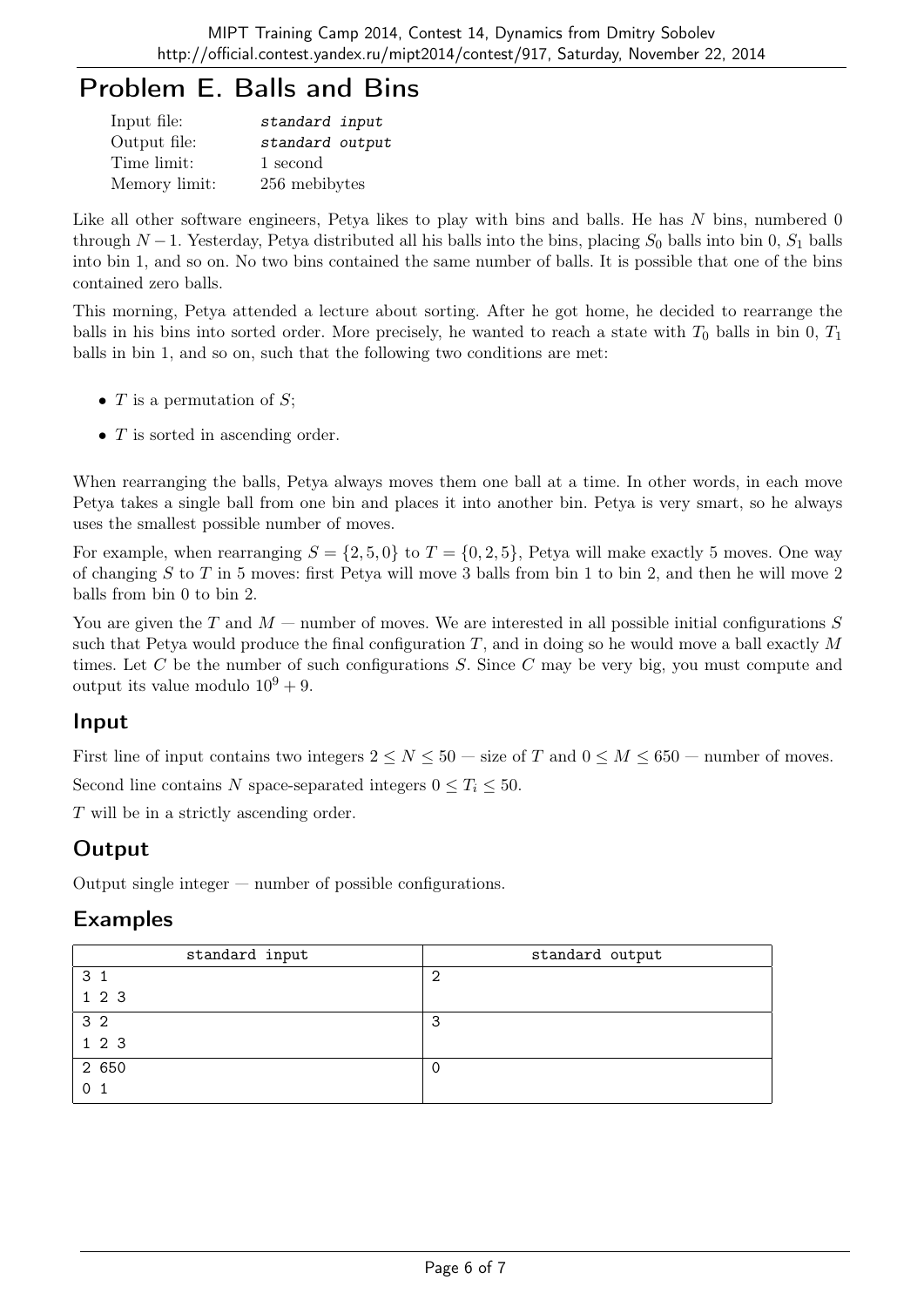# Problem E. Balls and Bins

| | |
|---|---|
| Input file: | *standard input* |
| Output file: | *standard output* |
| Time limit: | 1 second |
| Memory limit: | 256 mebibytes |

Like all other software engineers, Petya likes to play with bins and balls. He has $N$ bins, numbered 0 through $N-1$. Yesterday, Petya distributed all his balls into the bins, placing $S_0$ balls into bin 0, $S_1$ balls into bin 1, and so on. No two bins contained the same number of balls. It is possible that one of the bins contained zero balls.

This morning, Petya attended a lecture about sorting. After he got home, he decided to rearrange the balls in his bins into sorted order. More precisely, he wanted to reach a state with $T_0$ balls in bin 0, $T_1$ balls in bin 1, and so on, such that the following two conditions are met:

- $T$ is a permutation of $S$;
- $T$ is sorted in ascending order.

When rearranging the balls, Petya always moves them one ball at a time. In other words, in each move Petya takes a single ball from one bin and places it into another bin. Petya is very smart, so he always uses the smallest possible number of moves.

For example, when rearranging $S = \{2, 5, 0\}$ to $T = \{0, 2, 5\}$, Petya will make exactly 5 moves. One way of changing $S$ to $T$ in 5 moves: first Petya will move 3 balls from bin 1 to bin 2, and then he will move 2 balls from bin 0 to bin 2.

You are given the $T$ and $M$ — number of moves. We are interested in all possible initial configurations $S$ such that Petya would produce the final configuration $T$, and in doing so he would move a ball exactly $M$ times. Let $C$ be the number of such configurations $S$. Since $C$ may be very big, you must compute and output its value modulo $10^9 + 9$.

## Input

First line of input contains two integers $2 \le N \le 50$ — size of $T$ and $0 \le M \le 650$ — number of moves.

Second line contains $N$ space-separated integers $0 \le T_i \le 50$.

$T$ will be in a strictly ascending order.

## Output

Output single integer — number of possible configurations.

## Examples

| standard input | standard output |
|---|---|
| 3 1<br>1 2 3 | 2 |
| 3 2<br>1 2 3 | 3 |
| 2 650<br>0 1 | 0 |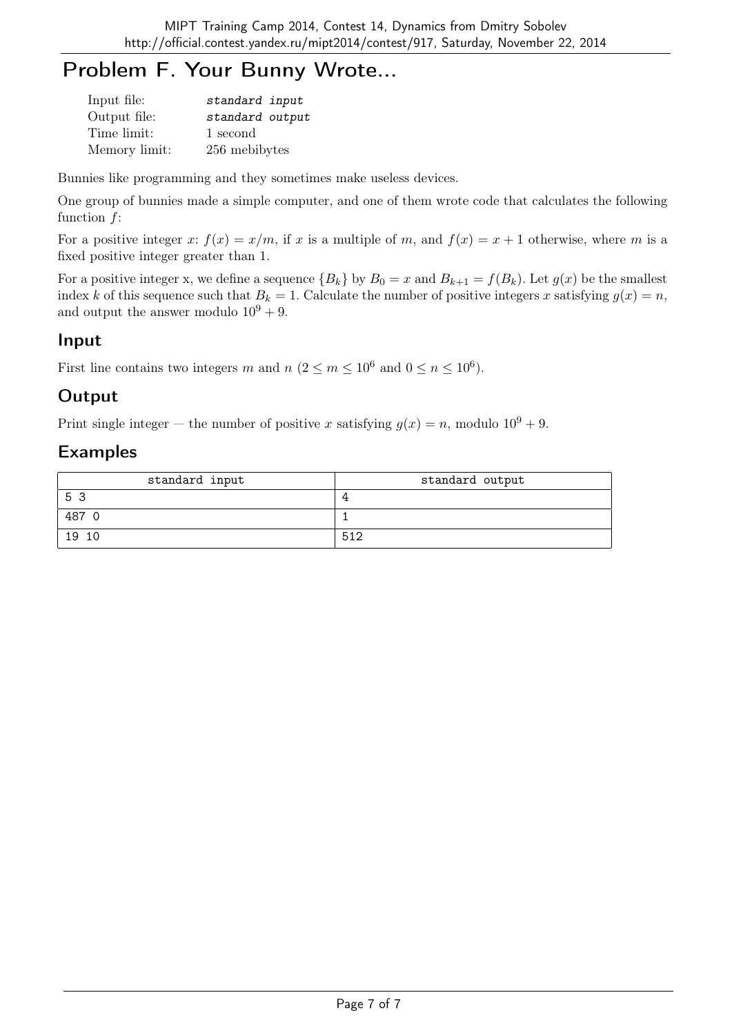# Problem F. Your Bunny Wrote...

| | |
|---|---|
| Input file: | *standard input* |
| Output file: | *standard output* |
| Time limit: | 1 second |
| Memory limit: | 256 mebibytes |

Bunnies like programming and they sometimes make useless devices.

One group of bunnies made a simple computer, and one of them wrote code that calculates the following function $f$:

For a positive integer $x$: $f(x) = x/m$, if $x$ is a multiple of $m$, and $f(x) = x + 1$ otherwise, where $m$ is a fixed positive integer greater than 1.

For a positive integer x, we define a sequence $\{B_k\}$ by $B_0 = x$ and $B_{k+1} = f(B_k)$. Let $g(x)$ be the smallest index $k$ of this sequence such that $B_k = 1$. Calculate the number of positive integers $x$ satisfying $g(x) = n$, and output the answer modulo $10^9 + 9$.

## Input

First line contains two integers $m$ and $n$ ($2 \le m \le 10^6$ and $0 \le n \le 10^6$).

## Output

Print single integer — the number of positive $x$ satisfying $g(x) = n$, modulo $10^9 + 9$.

## Examples

| standard input | standard output |
|---|---|
| 5 3 | 4 |
| 487 0 | 1 |
| 19 10 | 512 |